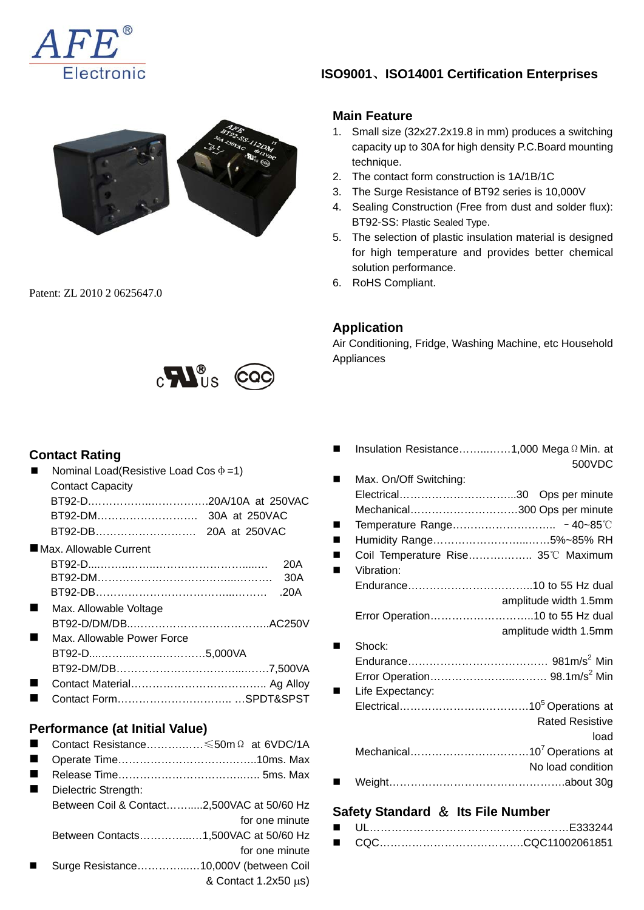AFE® Electronic

**ISO9001、ISO14001 Certification Enterprises**

Patent: ZL 2010 2 0625647.0

## Main Feature

1. Small size (32x27.2x19.8 in mm) produces a switching capacity up to 30A for high density P.C.Board mounting technique.
2. The contact form construction is 1A/1B/1C
3. The Surge Resistance of BT92 series is 10,000V
4. Sealing Construction (Free from dust and solder flux): BT92-SS: Plastic Sealed Type.
5. The selection of plastic insulation material is designed for high temperature and provides better chemical solution performance.
6. RoHS Compliant.

## Application

Air Conditioning, Fridge, Washing Machine, etc Household Appliances

## Contact Rating

- Nominal Load(Resistive Load Cos Φ=1)
  Contact Capacity
  BT92-D…………………………………20A/10A at 250VAC
  BT92-DM………………………… 30A at 250VAC
  BT92-DB………………………… 20A at 250VAC
- Max. Allowable Current
  BT92-D……………………………………………… 20A
  BT92-DM……………………………………………… 30A
  BT92-DB……………………………………………… 20A
- Max. Allowable Voltage
  BT92-D/DM/DB………………………………………AC250V
- Max. Allowable Power Force
  BT92-D……………………………5,000VA
  BT92-DM/DB……………………………………7,500VA
- Contact Material……………………………… Ag Alloy
- Contact Form…………………………… …SPDT&SPST

## Performance (at Initial Value)

- Contact Resistance……………≤50mΩ at 6VDC/1A
- Operate Time…………………………………10ms. Max
- Release Time………………………………… 5ms. Max
- Dielectric Strength:
  Between Coil & Contact………2,500VAC at 50/60 Hz for one minute
  Between Contacts……………1,500VAC at 50/60 Hz for one minute
- Surge Resistance……………10,000V (between Coil & Contact 1.2x50 µs)
- Insulation Resistance…………1,000 MegaΩ Min. at 500VDC
- Max. On/Off Switching:
  Electrical……………………………30 Ops per minute
  Mechanical…………………………300 Ops per minute
- Temperature Range……………………… －40~85℃
- Humidity Range……………………………5%~85% RH
- Coil Temperature Rise……………… 35℃ Maximum
- Vibration:
  Endurance……………………………10 to 55 Hz dual amplitude width 1.5mm
  Error Operation………………………10 to 55 Hz dual amplitude width 1.5mm
- Shock:
  Endurance……………………………… 981m/s$^2$ Min
  Error Operation……………………… 98.1m/s$^2$ Min
- Life Expectancy:
  Electrical……………………………$10^5$ Operations at Rated Resistive load
  Mechanical…………………………$10^7$ Operations at No load condition
- Weight…………………………………………about 30g

## Safety Standard ＆ Its File Number

- UL……………………………………………………E333244
- CQC…………………………………CQC11002061851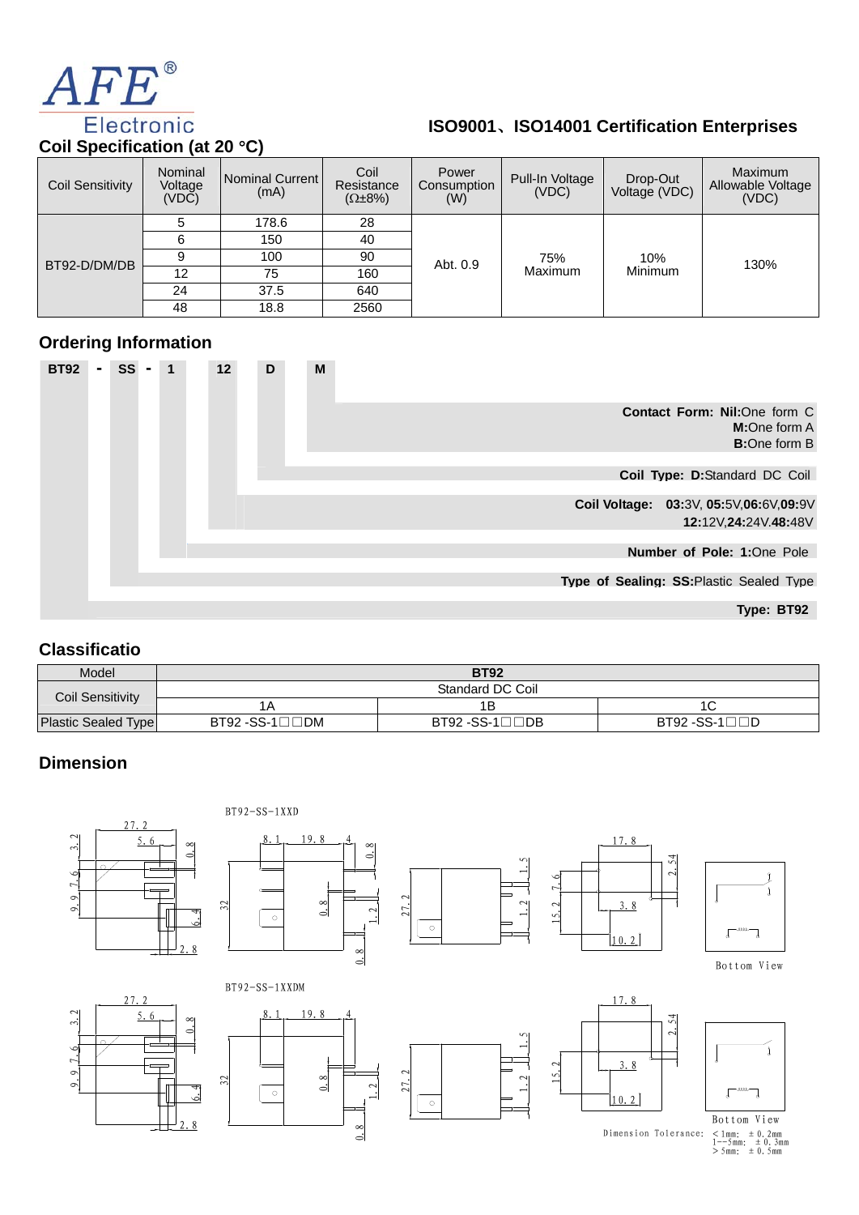AFE® Electronic

**ISO9001、ISO14001 Certification Enterprises**

## Coil Specification (at 20 °C)

| Coil Sensitivity | Nominal Voltage (VDC) | Nominal Current (mA) | Coil Resistance (Ω±8%) | Power Consumption (W) | Pull-In Voltage (VDC) | Drop-Out Voltage (VDC) | Maximum Allowable Voltage (VDC) |
|---|---|---|---|---|---|---|---|
| BT92-D/DM/DB | 5 | 178.6 | 28 | Abt. 0.9 | 75% Maximum | 10% Minimum | 130% |
| | 6 | 150 | 40 | | | | |
| | 9 | 100 | 90 | | | | |
| | 12 | 75 | 160 | | | | |
| | 24 | 37.5 | 640 | | | | |
| | 48 | 18.8 | 2560 | | | | |

## Ordering Information

**BT92 - SS - 1 12 D M**

**Contact Form: Nil:**One form C
**M:**One form A
**B:**One form B

**Coil Type: D:**Standard DC Coil

**Coil Voltage: 03:**3V, **05:**5V,**06:**6V,**09:**9V
**12:**12V,**24:**24V.**48:**48V

**Number of Pole: 1:**One Pole

**Type of Sealing: SS:**Plastic Sealed Type

**Type: BT92**

## Classificatio

| Model | BT92 | | |
|---|---|---|---|
| Coil Sensitivity | Standard DC Coil | | |
| | 1A | 1B | 1C |
| Plastic Sealed Type | BT92 -SS-1□□DM | BT92 -SS-1□□DB | BT92 -SS-1□□D |

## Dimension

BT92-SS-1XXD

27.2
5.6
3.2
7.6
9.9
0.8
6.4
2.8
8.1
19.8
4
32
0.8
1.2
0.8
27.2
1.5
1.2
17.8
2.54
7.6
15.2
3.8
10.2

Bottom View

BT92-SS-1XXDM

27.2
5.6
3.2
7.6
9.9
0.8
6.4
2.8
8.1
19.8
4
32
0.8
1.2
0.8
27.2
1.5
1.2
17.8
2.54
15.2
3.8
10.2

Bottom View

Dimension Tolerance: < 1mm: ± 0.2mm
1--5mm: ± 0.3mm
> 5mm: ± 0.5mm